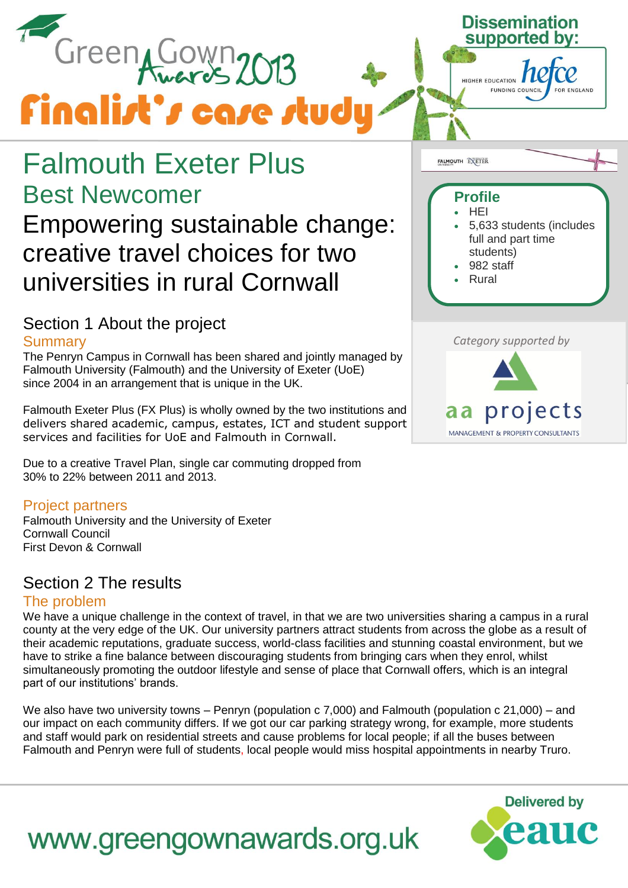Green Gown Awards 2013

**Finalist's case study**

Dissemination supported by: hefce — Higher Education Funding Council for England

# Falmouth Exeter Plus

## Best Newcomer

## Empowering sustainable change: creative travel choices for two universities in rural Cornwall

### Profile

- HEI
- 5,633 students (includes full and part time students)
- 982 staff
- Rural

*Category supported by* aa projects — Management & Property Consultants

## Section 1 About the project

### Summary

The Penryn Campus in Cornwall has been shared and jointly managed by Falmouth University (Falmouth) and the University of Exeter (UoE) since 2004 in an arrangement that is unique in the UK.

Falmouth Exeter Plus (FX Plus) is wholly owned by the two institutions and delivers shared academic, campus, estates, ICT and student support services and facilities for UoE and Falmouth in Cornwall.

Due to a creative Travel Plan, single car commuting dropped from 30% to 22% between 2011 and 2013.

### Project partners

Falmouth University and the University of Exeter
Cornwall Council
First Devon & Cornwall

## Section 2 The results

### The problem

We have a unique challenge in the context of travel, in that we are two universities sharing a campus in a rural county at the very edge of the UK. Our university partners attract students from across the globe as a result of their academic reputations, graduate success, world-class facilities and stunning coastal environment, but we have to strike a fine balance between discouraging students from bringing cars when they enrol, whilst simultaneously promoting the outdoor lifestyle and sense of place that Cornwall offers, which is an integral part of our institutions' brands.

We also have two university towns – Penryn (population c 7,000) and Falmouth (population c 21,000) – and our impact on each community differs. If we got our car parking strategy wrong, for example, more students and staff would park on residential streets and cause problems for local people; if all the buses between Falmouth and Penryn were full of students, local people would miss hospital appointments in nearby Truro.

www.greengownawards.org.uk

Delivered by eauc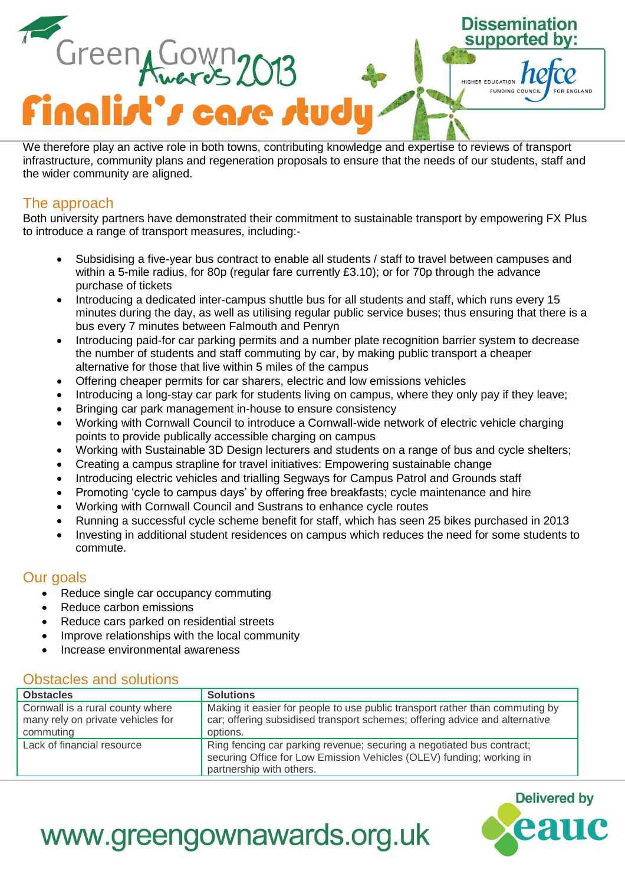We therefore play an active role in both towns, contributing knowledge and expertise to reviews of transport infrastructure, community plans and regeneration proposals to ensure that the needs of our students, staff and the wider community are aligned.

## The approach

Both university partners have demonstrated their commitment to sustainable transport by empowering FX Plus to introduce a range of transport measures, including:-

- Subsidising a five-year bus contract to enable all students / staff to travel between campuses and within a 5-mile radius, for 80p (regular fare currently £3.10); or for 70p through the advance purchase of tickets
- Introducing a dedicated inter-campus shuttle bus for all students and staff, which runs every 15 minutes during the day, as well as utilising regular public service buses; thus ensuring that there is a bus every 7 minutes between Falmouth and Penryn
- Introducing paid-for car parking permits and a number plate recognition barrier system to decrease the number of students and staff commuting by car, by making public transport a cheaper alternative for those that live within 5 miles of the campus
- Offering cheaper permits for car sharers, electric and low emissions vehicles
- Introducing a long-stay car park for students living on campus, where they only pay if they leave;
- Bringing car park management in-house to ensure consistency
- Working with Cornwall Council to introduce a Cornwall-wide network of electric vehicle charging points to provide publically accessible charging on campus
- Working with Sustainable 3D Design lecturers and students on a range of bus and cycle shelters;
- Creating a campus strapline for travel initiatives: Empowering sustainable change
- Introducing electric vehicles and trialling Segways for Campus Patrol and Grounds staff
- Promoting 'cycle to campus days' by offering free breakfasts; cycle maintenance and hire
- Working with Cornwall Council and Sustrans to enhance cycle routes
- Running a successful cycle scheme benefit for staff, which has seen 25 bikes purchased in 2013
- Investing in additional student residences on campus which reduces the need for some students to commute.

## Our goals

- Reduce single car occupancy commuting
- Reduce carbon emissions
- Reduce cars parked on residential streets
- Improve relationships with the local community
- Increase environmental awareness

## Obstacles and solutions

| Obstacles | Solutions |
|---|---|
| Cornwall is a rural county where many rely on private vehicles for commuting | Making it easier for people to use public transport rather than commuting by car; offering subsidised transport schemes; offering advice and alternative options. |
| Lack of financial resource | Ring fencing car parking revenue; securing a negotiated bus contract; securing Office for Low Emission Vehicles (OLEV) funding; working in partnership with others. |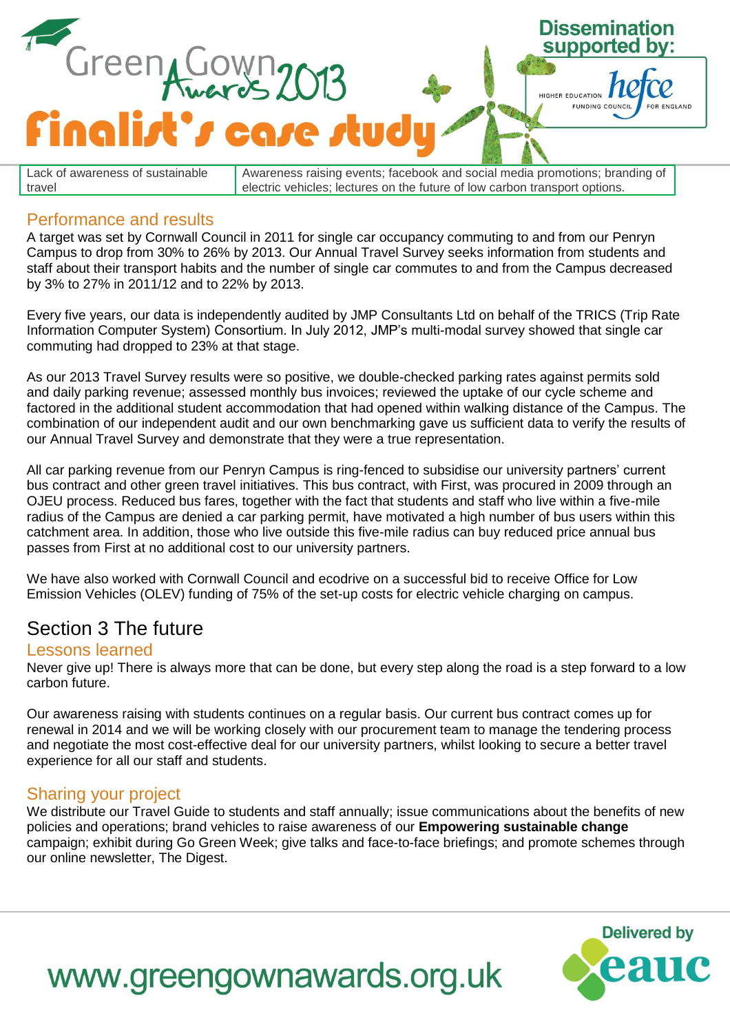| Lack of awareness of sustainable travel | Awareness raising events; facebook and social media promotions; branding of electric vehicles; lectures on the future of low carbon transport options. |
|---|---|

## Performance and results

A target was set by Cornwall Council in 2011 for single car occupancy commuting to and from our Penryn Campus to drop from 30% to 26% by 2013. Our Annual Travel Survey seeks information from students and staff about their transport habits and the number of single car commutes to and from the Campus decreased by 3% to 27% in 2011/12 and to 22% by 2013.

Every five years, our data is independently audited by JMP Consultants Ltd on behalf of the TRICS (Trip Rate Information Computer System) Consortium. In July 2012, JMP's multi-modal survey showed that single car commuting had dropped to 23% at that stage.

As our 2013 Travel Survey results were so positive, we double-checked parking rates against permits sold and daily parking revenue; assessed monthly bus invoices; reviewed the uptake of our cycle scheme and factored in the additional student accommodation that had opened within walking distance of the Campus. The combination of our independent audit and our own benchmarking gave us sufficient data to verify the results of our Annual Travel Survey and demonstrate that they were a true representation.

All car parking revenue from our Penryn Campus is ring-fenced to subsidise our university partners' current bus contract and other green travel initiatives. This bus contract, with First, was procured in 2009 through an OJEU process. Reduced bus fares, together with the fact that students and staff who live within a five-mile radius of the Campus are denied a car parking permit, have motivated a high number of bus users within this catchment area. In addition, those who live outside this five-mile radius can buy reduced price annual bus passes from First at no additional cost to our university partners.

We have also worked with Cornwall Council and ecodrive on a successful bid to receive Office for Low Emission Vehicles (OLEV) funding of 75% of the set-up costs for electric vehicle charging on campus.

# Section 3 The future

## Lessons learned

Never give up! There is always more that can be done, but every step along the road is a step forward to a low carbon future.

Our awareness raising with students continues on a regular basis. Our current bus contract comes up for renewal in 2014 and we will be working closely with our procurement team to manage the tendering process and negotiate the most cost-effective deal for our university partners, whilst looking to secure a better travel experience for all our staff and students.

## Sharing your project

We distribute our Travel Guide to students and staff annually; issue communications about the benefits of new policies and operations; brand vehicles to raise awareness of our **Empowering sustainable change** campaign; exhibit during Go Green Week; give talks and face-to-face briefings; and promote schemes through our online newsletter, The Digest.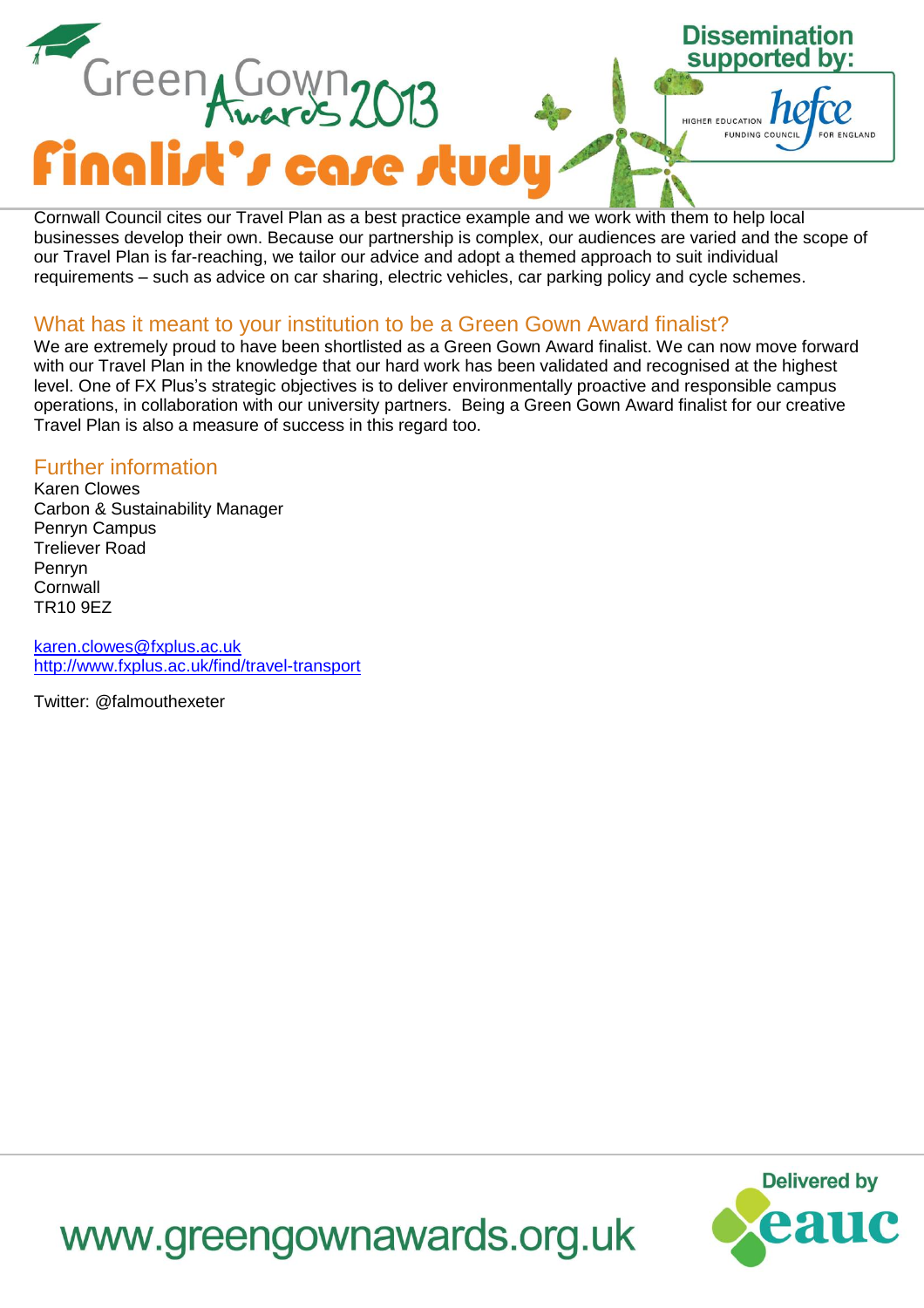Cornwall Council cites our Travel Plan as a best practice example and we work with them to help local businesses develop their own. Because our partnership is complex, our audiences are varied and the scope of our Travel Plan is far-reaching, we tailor our advice and adopt a themed approach to suit individual requirements – such as advice on car sharing, electric vehicles, car parking policy and cycle schemes.

## What has it meant to your institution to be a Green Gown Award finalist?

We are extremely proud to have been shortlisted as a Green Gown Award finalist. We can now move forward with our Travel Plan in the knowledge that our hard work has been validated and recognised at the highest level. One of FX Plus's strategic objectives is to deliver environmentally proactive and responsible campus operations, in collaboration with our university partners. Being a Green Gown Award finalist for our creative Travel Plan is also a measure of success in this regard too.

## Further information

Karen Clowes
Carbon & Sustainability Manager
Penryn Campus
Treliever Road
Penryn
Cornwall
TR10 9EZ

karen.clowes@fxplus.ac.uk
http://www.fxplus.ac.uk/find/travel-transport

Twitter: @falmouthexeter